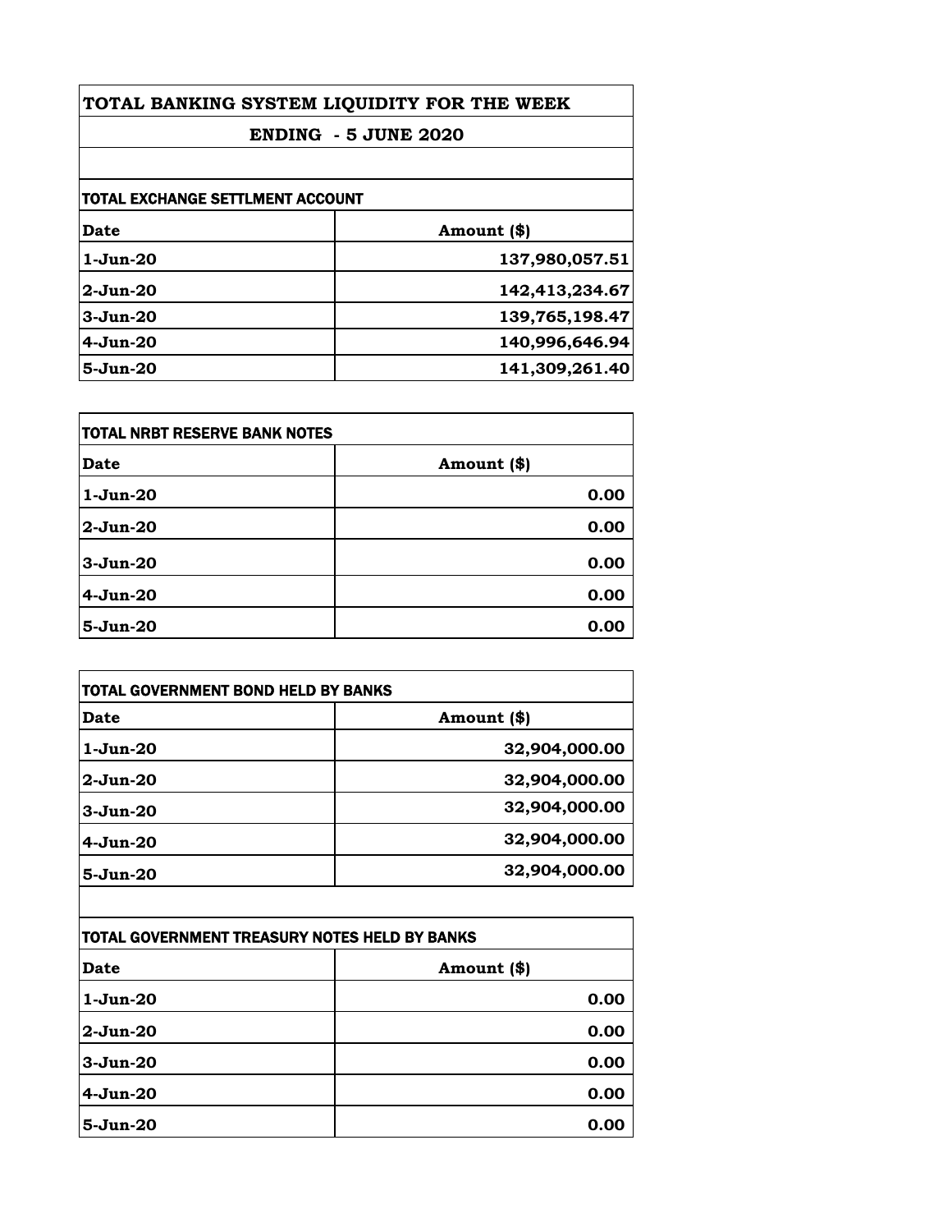# TOTAL BANKING SYSTEM LIQUIDITY FOR THE WEEK

## ENDING - 5 JUNE 2020

### TOTAL EXCHANGE SETTLMENT ACCOUNT

| Date | Amount ($) |
|---|---|
| 1-Jun-20 | 137,980,057.51 |
| 2-Jun-20 | 142,413,234.67 |
| 3-Jun-20 | 139,765,198.47 |
| 4-Jun-20 | 140,996,646.94 |
| 5-Jun-20 | 141,309,261.40 |

### TOTAL NRBT RESERVE BANK NOTES

| Date | Amount ($) |
|---|---|
| 1-Jun-20 | 0.00 |
| 2-Jun-20 | 0.00 |
| 3-Jun-20 | 0.00 |
| 4-Jun-20 | 0.00 |
| 5-Jun-20 | 0.00 |

### TOTAL GOVERNMENT BOND HELD BY BANKS

| Date | Amount ($) |
|---|---|
| 1-Jun-20 | 32,904,000.00 |
| 2-Jun-20 | 32,904,000.00 |
| 3-Jun-20 | 32,904,000.00 |
| 4-Jun-20 | 32,904,000.00 |
| 5-Jun-20 | 32,904,000.00 |

### TOTAL GOVERNMENT TREASURY NOTES HELD BY BANKS

| Date | Amount ($) |
|---|---|
| 1-Jun-20 | 0.00 |
| 2-Jun-20 | 0.00 |
| 3-Jun-20 | 0.00 |
| 4-Jun-20 | 0.00 |
| 5-Jun-20 | 0.00 |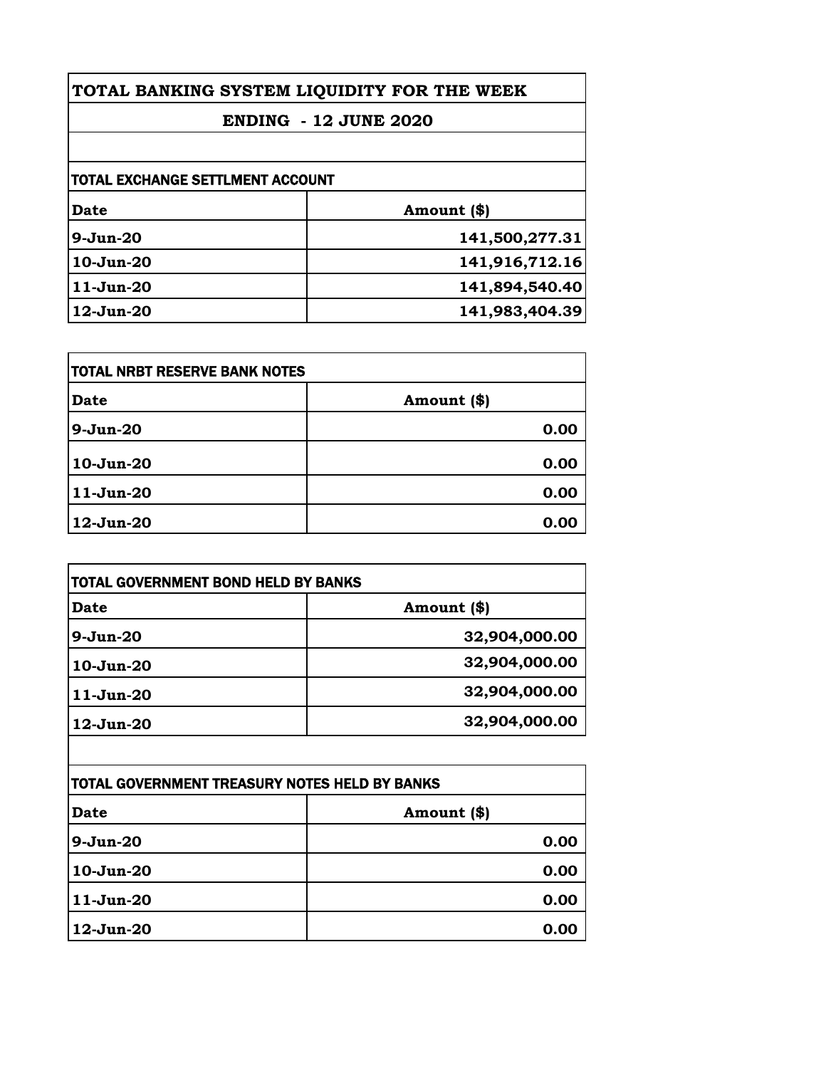# TOTAL BANKING SYSTEM LIQUIDITY FOR THE WEEK

## ENDING - 12 JUNE 2020

### TOTAL EXCHANGE SETTLMENT ACCOUNT

| Date | Amount ($) |
|---|---|
| 9-Jun-20 | 141,500,277.31 |
| 10-Jun-20 | 141,916,712.16 |
| 11-Jun-20 | 141,894,540.40 |
| 12-Jun-20 | 141,983,404.39 |

### TOTAL NRBT RESERVE BANK NOTES

| Date | Amount ($) |
|---|---|
| 9-Jun-20 | 0.00 |
| 10-Jun-20 | 0.00 |
| 11-Jun-20 | 0.00 |
| 12-Jun-20 | 0.00 |

### TOTAL GOVERNMENT BOND HELD BY BANKS

| Date | Amount ($) |
|---|---|
| 9-Jun-20 | 32,904,000.00 |
| 10-Jun-20 | 32,904,000.00 |
| 11-Jun-20 | 32,904,000.00 |
| 12-Jun-20 | 32,904,000.00 |

### TOTAL GOVERNMENT TREASURY NOTES HELD BY BANKS

| Date | Amount ($) |
|---|---|
| 9-Jun-20 | 0.00 |
| 10-Jun-20 | 0.00 |
| 11-Jun-20 | 0.00 |
| 12-Jun-20 | 0.00 |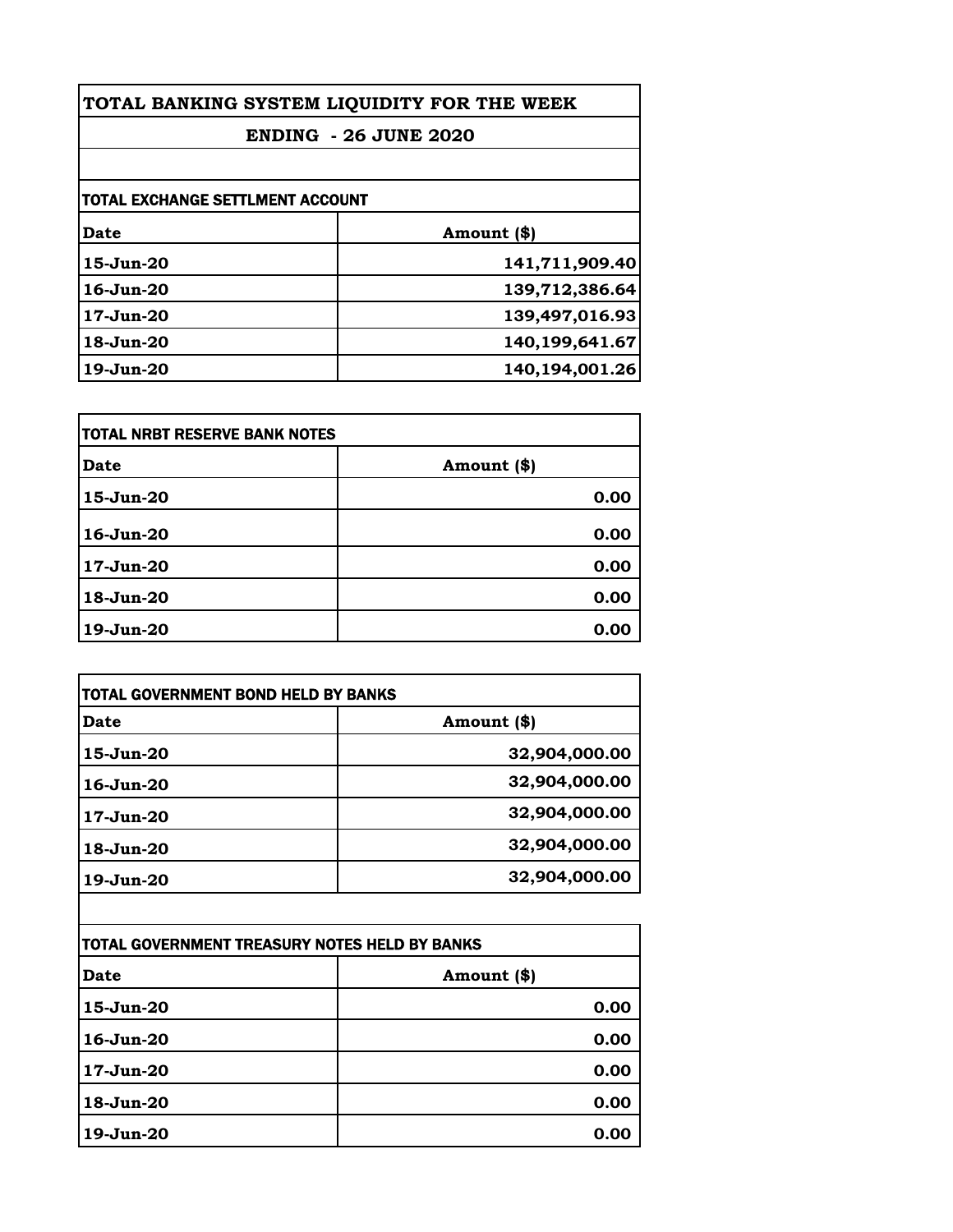# TOTAL BANKING SYSTEM LIQUIDITY FOR THE WEEK

## ENDING - 26 JUNE 2020

### TOTAL EXCHANGE SETTLMENT ACCOUNT

| Date | Amount ($) |
|---|---|
| 15-Jun-20 | 141,711,909.40 |
| 16-Jun-20 | 139,712,386.64 |
| 17-Jun-20 | 139,497,016.93 |
| 18-Jun-20 | 140,199,641.67 |
| 19-Jun-20 | 140,194,001.26 |

### TOTAL NRBT RESERVE BANK NOTES

| Date | Amount ($) |
|---|---|
| 15-Jun-20 | 0.00 |
| 16-Jun-20 | 0.00 |
| 17-Jun-20 | 0.00 |
| 18-Jun-20 | 0.00 |
| 19-Jun-20 | 0.00 |

### TOTAL GOVERNMENT BOND HELD BY BANKS

| Date | Amount ($) |
|---|---|
| 15-Jun-20 | 32,904,000.00 |
| 16-Jun-20 | 32,904,000.00 |
| 17-Jun-20 | 32,904,000.00 |
| 18-Jun-20 | 32,904,000.00 |
| 19-Jun-20 | 32,904,000.00 |

### TOTAL GOVERNMENT TREASURY NOTES HELD BY BANKS

| Date | Amount ($) |
|---|---|
| 15-Jun-20 | 0.00 |
| 16-Jun-20 | 0.00 |
| 17-Jun-20 | 0.00 |
| 18-Jun-20 | 0.00 |
| 19-Jun-20 | 0.00 |